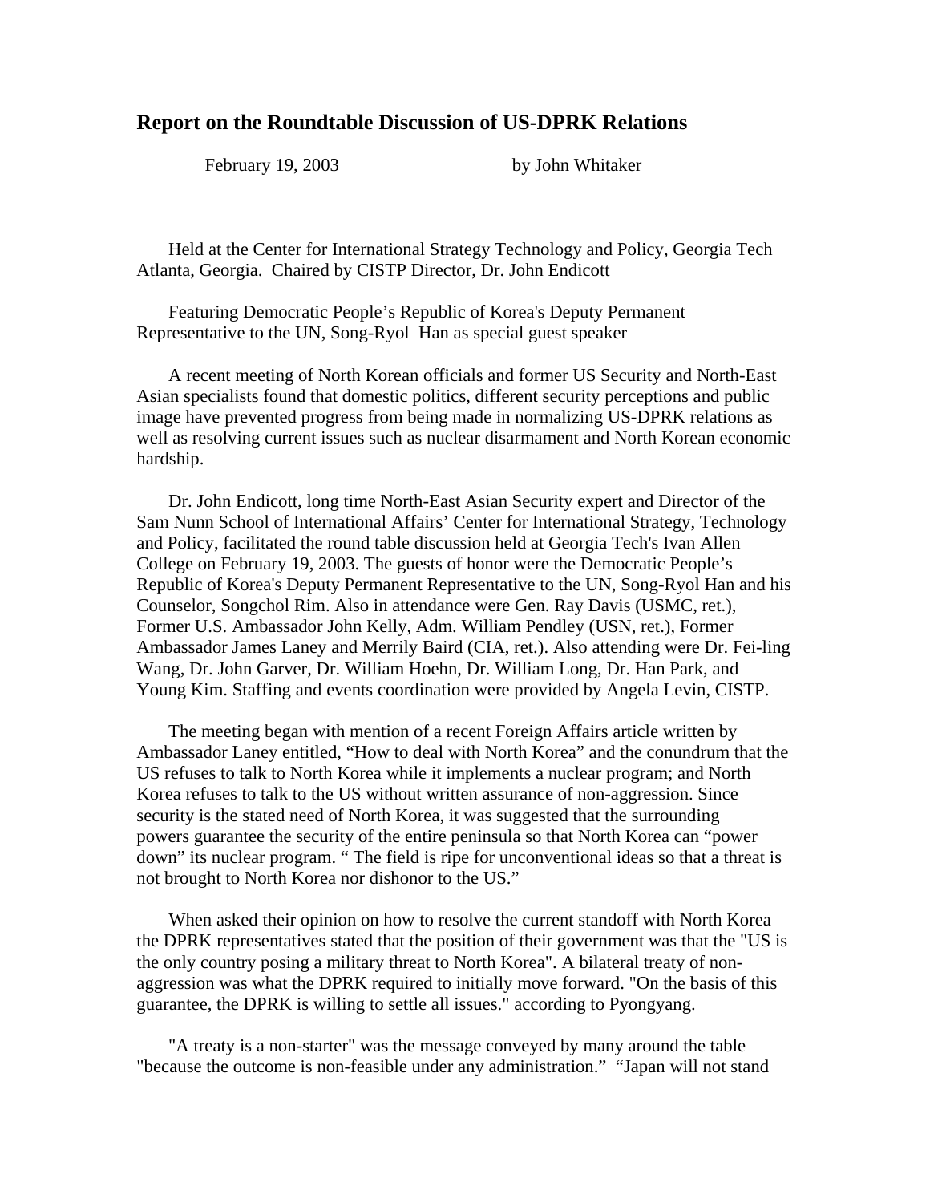## Report on the Roundtable Discussion of US-DPRK Relations

February 19, 2003 by John Whitaker

Held at the Center for International Strategy Technology and Policy, Georgia Tech Atlanta, Georgia. Chaired by CISTP Director, Dr. John Endicott

Featuring Democratic People's Republic of Korea's Deputy Permanent Representative to the UN, Song-Ryol Han as special guest speaker

A recent meeting of North Korean officials and former US Security and North-East Asian specialists found that domestic politics, different security perceptions and public image have prevented progress from being made in normalizing US-DPRK relations as well as resolving current issues such as nuclear disarmament and North Korean economic hardship.

Dr. John Endicott, long time North-East Asian Security expert and Director of the Sam Nunn School of International Affairs' Center for International Strategy, Technology and Policy, facilitated the round table discussion held at Georgia Tech's Ivan Allen College on February 19, 2003. The guests of honor were the Democratic People's Republic of Korea's Deputy Permanent Representative to the UN, Song-Ryol Han and his Counselor, Songchol Rim. Also in attendance were Gen. Ray Davis (USMC, ret.), Former U.S. Ambassador John Kelly, Adm. William Pendley (USN, ret.), Former Ambassador James Laney and Merrily Baird (CIA, ret.). Also attending were Dr. Fei-ling Wang, Dr. John Garver, Dr. William Hoehn, Dr. William Long, Dr. Han Park, and Young Kim. Staffing and events coordination were provided by Angela Levin, CISTP.

The meeting began with mention of a recent Foreign Affairs article written by Ambassador Laney entitled, "How to deal with North Korea" and the conundrum that the US refuses to talk to North Korea while it implements a nuclear program; and North Korea refuses to talk to the US without written assurance of non-aggression. Since security is the stated need of North Korea, it was suggested that the surrounding powers guarantee the security of the entire peninsula so that North Korea can "power down" its nuclear program. " The field is ripe for unconventional ideas so that a threat is not brought to North Korea nor dishonor to the US."

When asked their opinion on how to resolve the current standoff with North Korea the DPRK representatives stated that the position of their government was that the "US is the only country posing a military threat to North Korea". A bilateral treaty of non-aggression was what the DPRK required to initially move forward. "On the basis of this guarantee, the DPRK is willing to settle all issues." according to Pyongyang.

"A treaty is a non-starter" was the message conveyed by many around the table "because the outcome is non-feasible under any administration." "Japan will not stand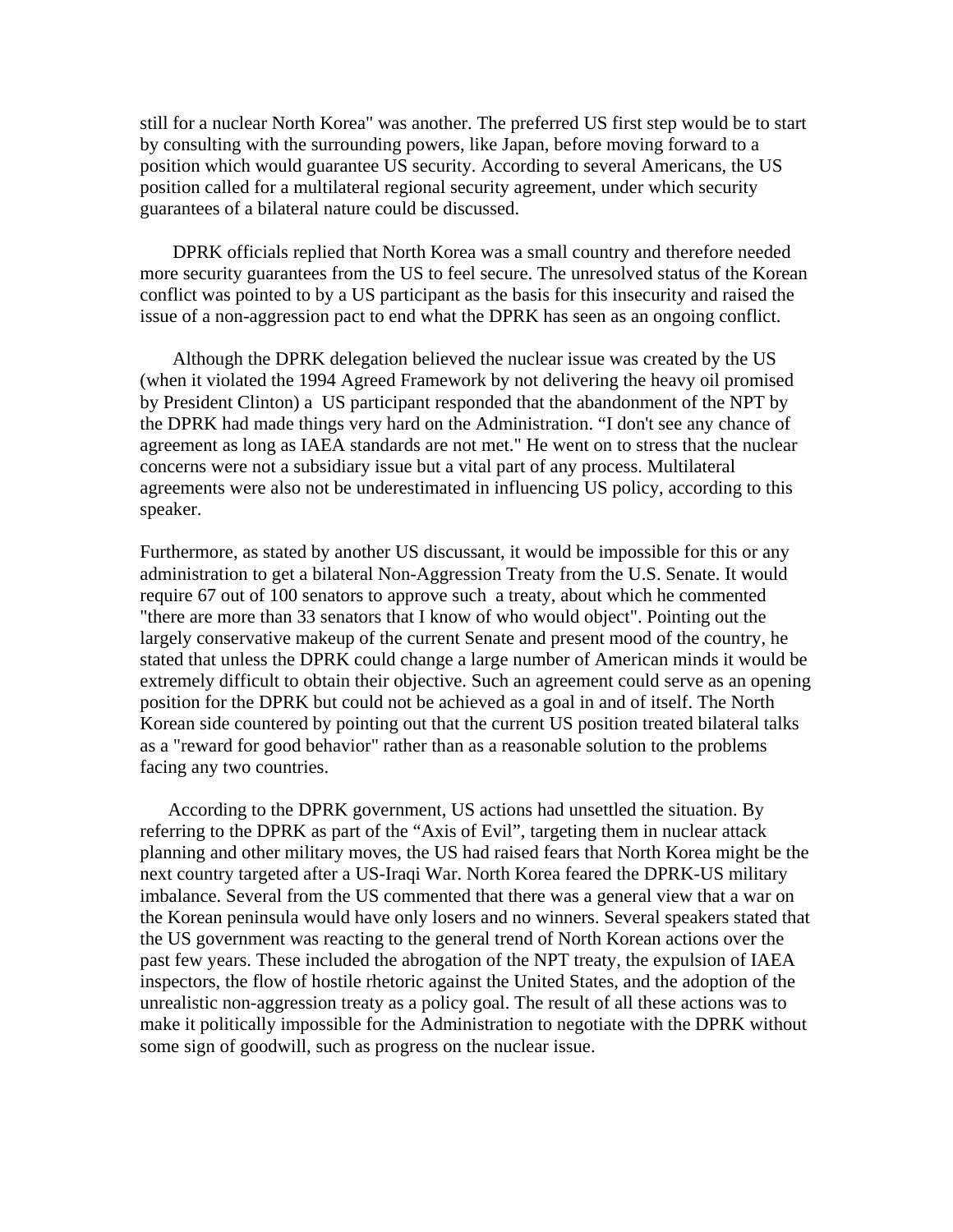still for a nuclear North Korea" was another. The preferred US first step would be to start by consulting with the surrounding powers, like Japan, before moving forward to a position which would guarantee US security. According to several Americans, the US position called for a multilateral regional security agreement, under which security guarantees of a bilateral nature could be discussed.

DPRK officials replied that North Korea was a small country and therefore needed more security guarantees from the US to feel secure. The unresolved status of the Korean conflict was pointed to by a US participant as the basis for this insecurity and raised the issue of a non-aggression pact to end what the DPRK has seen as an ongoing conflict.

Although the DPRK delegation believed the nuclear issue was created by the US (when it violated the 1994 Agreed Framework by not delivering the heavy oil promised by President Clinton) a US participant responded that the abandonment of the NPT by the DPRK had made things very hard on the Administration. "I don't see any chance of agreement as long as IAEA standards are not met." He went on to stress that the nuclear concerns were not a subsidiary issue but a vital part of any process. Multilateral agreements were also not be underestimated in influencing US policy, according to this speaker.

Furthermore, as stated by another US discussant, it would be impossible for this or any administration to get a bilateral Non-Aggression Treaty from the U.S. Senate. It would require 67 out of 100 senators to approve such a treaty, about which he commented "there are more than 33 senators that I know of who would object". Pointing out the largely conservative makeup of the current Senate and present mood of the country, he stated that unless the DPRK could change a large number of American minds it would be extremely difficult to obtain their objective. Such an agreement could serve as an opening position for the DPRK but could not be achieved as a goal in and of itself. The North Korean side countered by pointing out that the current US position treated bilateral talks as a "reward for good behavior" rather than as a reasonable solution to the problems facing any two countries.

According to the DPRK government, US actions had unsettled the situation. By referring to the DPRK as part of the "Axis of Evil", targeting them in nuclear attack planning and other military moves, the US had raised fears that North Korea might be the next country targeted after a US-Iraqi War. North Korea feared the DPRK-US military imbalance. Several from the US commented that there was a general view that a war on the Korean peninsula would have only losers and no winners. Several speakers stated that the US government was reacting to the general trend of North Korean actions over the past few years. These included the abrogation of the NPT treaty, the expulsion of IAEA inspectors, the flow of hostile rhetoric against the United States, and the adoption of the unrealistic non-aggression treaty as a policy goal. The result of all these actions was to make it politically impossible for the Administration to negotiate with the DPRK without some sign of goodwill, such as progress on the nuclear issue.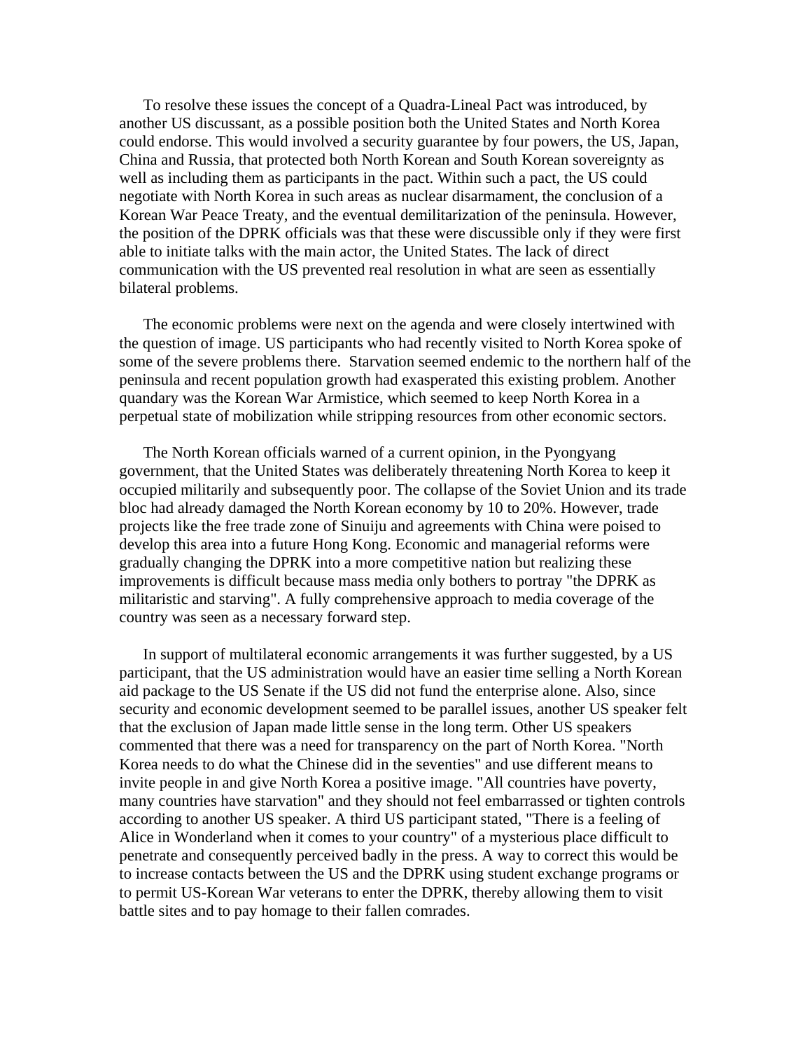To resolve these issues the concept of a Quadra-Lineal Pact was introduced, by another US discussant, as a possible position both the United States and North Korea could endorse. This would involved a security guarantee by four powers, the US, Japan, China and Russia, that protected both North Korean and South Korean sovereignty as well as including them as participants in the pact. Within such a pact, the US could negotiate with North Korea in such areas as nuclear disarmament, the conclusion of a Korean War Peace Treaty, and the eventual demilitarization of the peninsula. However, the position of the DPRK officials was that these were discussible only if they were first able to initiate talks with the main actor, the United States. The lack of direct communication with the US prevented real resolution in what are seen as essentially bilateral problems.

The economic problems were next on the agenda and were closely intertwined with the question of image. US participants who had recently visited to North Korea spoke of some of the severe problems there. Starvation seemed endemic to the northern half of the peninsula and recent population growth had exasperated this existing problem. Another quandary was the Korean War Armistice, which seemed to keep North Korea in a perpetual state of mobilization while stripping resources from other economic sectors.

The North Korean officials warned of a current opinion, in the Pyongyang government, that the United States was deliberately threatening North Korea to keep it occupied militarily and subsequently poor. The collapse of the Soviet Union and its trade bloc had already damaged the North Korean economy by 10 to 20%. However, trade projects like the free trade zone of Sinuiju and agreements with China were poised to develop this area into a future Hong Kong. Economic and managerial reforms were gradually changing the DPRK into a more competitive nation but realizing these improvements is difficult because mass media only bothers to portray "the DPRK as militaristic and starving". A fully comprehensive approach to media coverage of the country was seen as a necessary forward step.

In support of multilateral economic arrangements it was further suggested, by a US participant, that the US administration would have an easier time selling a North Korean aid package to the US Senate if the US did not fund the enterprise alone. Also, since security and economic development seemed to be parallel issues, another US speaker felt that the exclusion of Japan made little sense in the long term. Other US speakers commented that there was a need for transparency on the part of North Korea. "North Korea needs to do what the Chinese did in the seventies" and use different means to invite people in and give North Korea a positive image. "All countries have poverty, many countries have starvation" and they should not feel embarrassed or tighten controls according to another US speaker. A third US participant stated, "There is a feeling of Alice in Wonderland when it comes to your country" of a mysterious place difficult to penetrate and consequently perceived badly in the press. A way to correct this would be to increase contacts between the US and the DPRK using student exchange programs or to permit US-Korean War veterans to enter the DPRK, thereby allowing them to visit battle sites and to pay homage to their fallen comrades.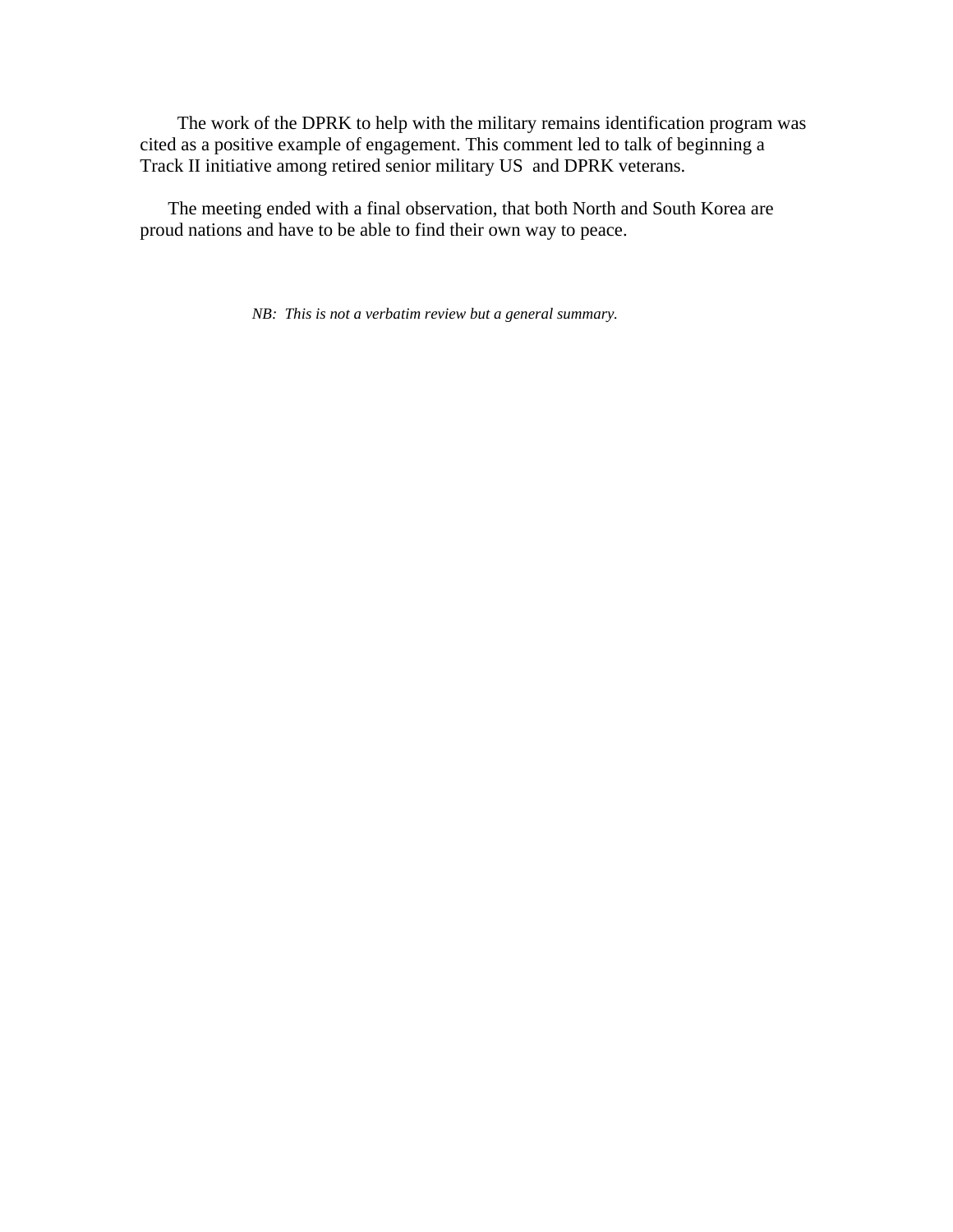The work of the DPRK to help with the military remains identification program was cited as a positive example of engagement. This comment led to talk of beginning a Track II initiative among retired senior military US and DPRK veterans.

The meeting ended with a final observation, that both North and South Korea are proud nations and have to be able to find their own way to peace.

*NB: This is not a verbatim review but a general summary.*